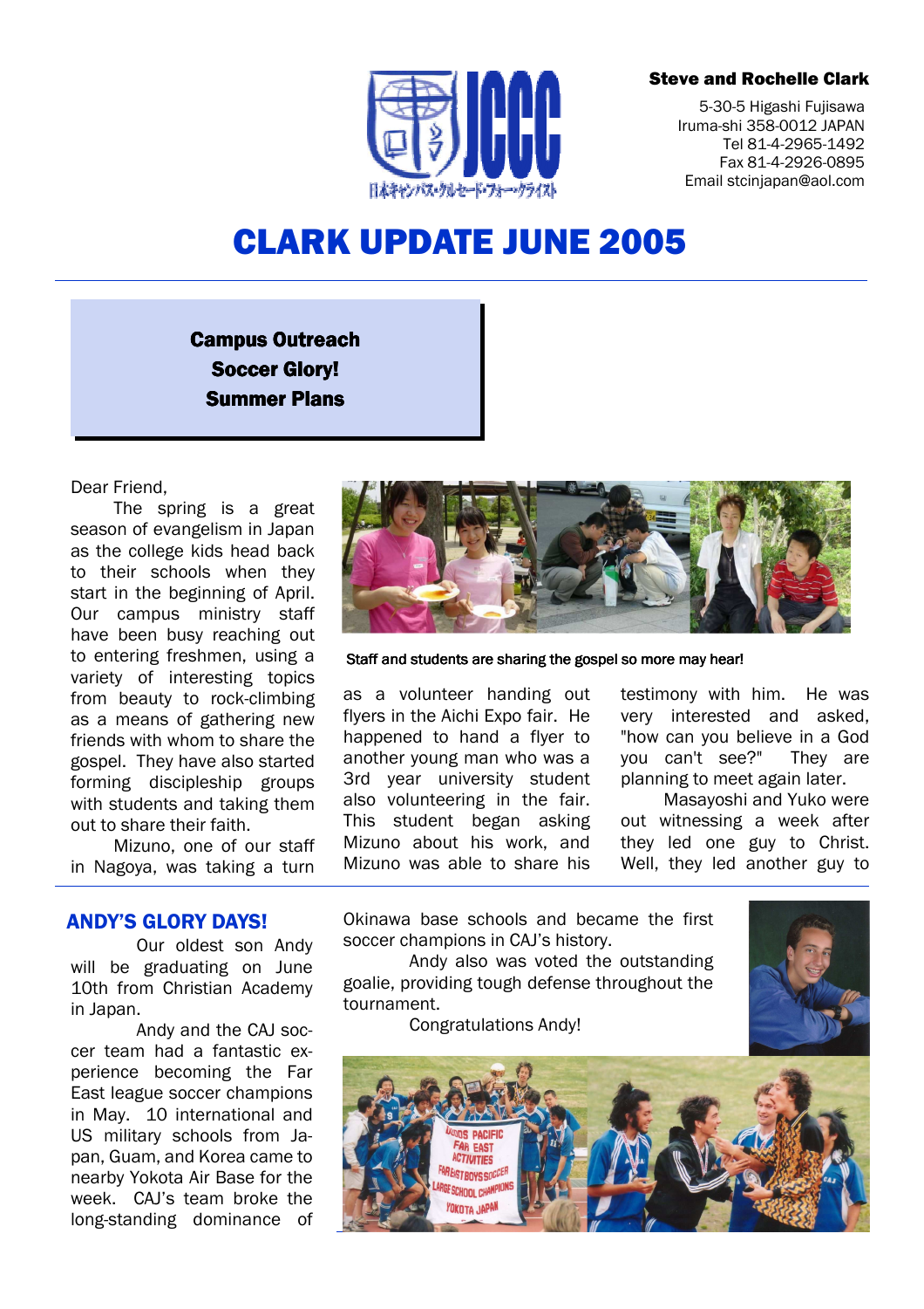**Steve and Rochelle Clark**

5-30-5 Higashi Fujisawa
Iruma-shi 358-0012 JAPAN
Tel 81-4-2965-1492
Fax 81-4-2926-0895
Email stcinjapan@aol.com

# CLARK UPDATE JUNE 2005

**Campus Outreach**
**Soccer Glory!**
**Summer Plans**

Dear Friend,

The spring is a great season of evangelism in Japan as the college kids head back to their schools when they start in the beginning of April. Our campus ministry staff have been busy reaching out to entering freshmen, using a variety of interesting topics from beauty to rock-climbing as a means of gathering new friends with whom to share the gospel. They have also started forming discipleship groups with students and taking them out to share their faith.

Staff and students are sharing the gospel so more may hear!

Mizuno, one of our staff in Nagoya, was taking a turn as a volunteer handing out flyers in the Aichi Expo fair. He happened to hand a flyer to another young man who was a 3rd year university student also volunteering in the fair. This student began asking Mizuno about his work, and Mizuno was able to share his testimony with him. He was very interested and asked, "how can you believe in a God you can't see?" They are planning to meet again later.

Masayoshi and Yuko were out witnessing a week after they led one guy to Christ. Well, they led another guy to

## ANDY'S GLORY DAYS!

Our oldest son Andy will be graduating on June 10th from Christian Academy in Japan.

Andy and the CAJ soccer team had a fantastic experience becoming the Far East league soccer champions in May. 10 international and US military schools from Japan, Guam, and Korea came to nearby Yokota Air Base for the week. CAJ's team broke the long-standing dominance of Okinawa base schools and became the first soccer champions in CAJ's history.

Andy also was voted the outstanding goalie, providing tough defense throughout the tournament.

Congratulations Andy!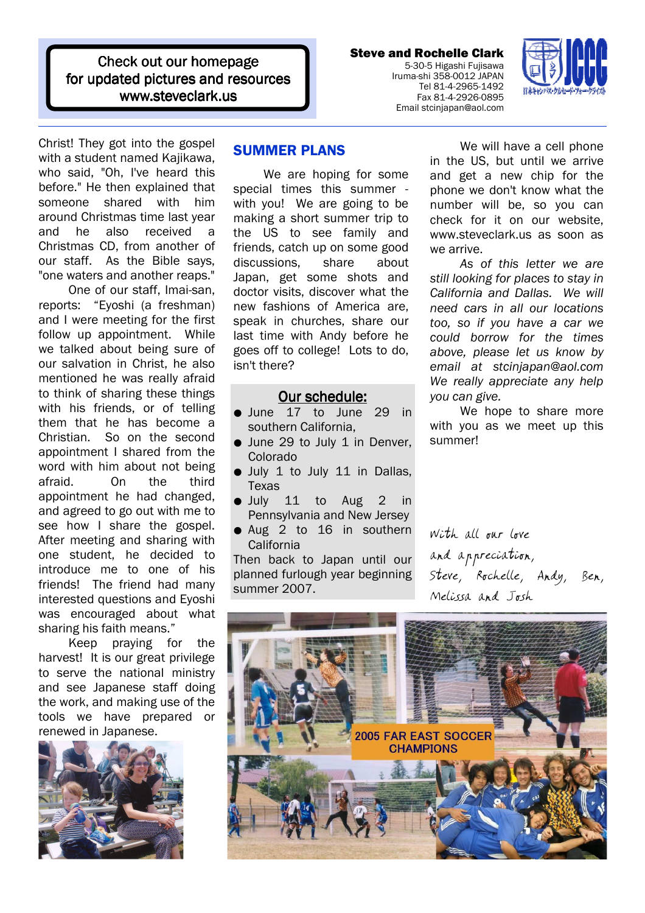Check out our homepage
for updated pictures and resources
www.steveclark.us

**Steve and Rochelle Clark**
5-30-5 Higashi Fujisawa
Iruma-shi 358-0012 JAPAN
Tel 81-4-2965-1492
Fax 81-4-2926-0895
Email stcinjapan@aol.com

Christ! They got into the gospel with a student named Kajikawa, who said, "Oh, I've heard this before." He then explained that someone shared with him around Christmas time last year and he also received a Christmas CD, from another of our staff. As the Bible says, "one waters and another reaps."

One of our staff, Imai-san, reports: "Eyoshi (a freshman) and I were meeting for the first follow up appointment. While we talked about being sure of our salvation in Christ, he also mentioned he was really afraid to think of sharing these things with his friends, or of telling them that he has become a Christian. So on the second appointment I shared from the word with him about not being afraid. On the third appointment he had changed, and agreed to go out with me to see how I share the gospel. After meeting and sharing with one student, he decided to introduce me to one of his friends! The friend had many interested questions and Eyoshi was encouraged about what sharing his faith means."

Keep praying for the harvest! It is our great privilege to serve the national ministry and see Japanese staff doing the work, and making use of the tools we have prepared or renewed in Japanese.

## SUMMER PLANS

We are hoping for some special times this summer - with you! We are going to be making a short summer trip to the US to see family and friends, catch up on some good discussions, share about Japan, get some shots and doctor visits, discover what the new fashions of America are, speak in churches, share our last time with Andy before he goes off to college! Lots to do, isn't there?

### Our schedule:

- June 17 to June 29 in southern California,
- June 29 to July 1 in Denver, Colorado
- July 1 to July 11 in Dallas, Texas
- July 11 to Aug 2 in Pennsylvania and New Jersey
- Aug 2 to 16 in southern California

Then back to Japan until our planned furlough year beginning summer 2007.

We will have a cell phone in the US, but until we arrive and get a new chip for the phone we don't know what the number will be, so you can check for it on our website, www.steveclark.us as soon as we arrive.

*As of this letter we are still looking for places to stay in California and Dallas. We will need cars in all our locations too, so if you have a car we could borrow for the times above, please let us know by email at stcinjapan@aol.com We really appreciate any help you can give.*

We hope to share more with you as we meet up this summer!

With all our love
and appreciation,
Steve, Rochelle, Andy, Ben,
Melissa and Josh

2005 FAR EAST SOCCER CHAMPIONS